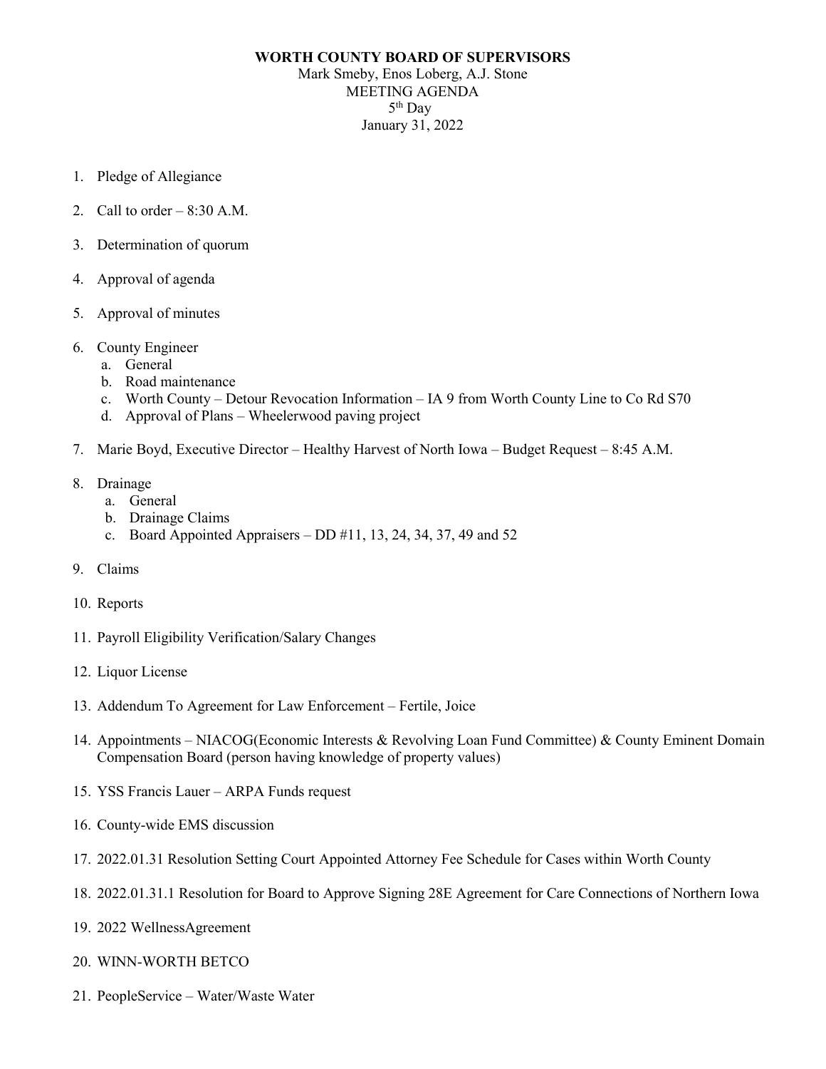**WORTH COUNTY BOARD OF SUPERVISORS**

Mark Smeby, Enos Loberg, A.J. Stone
MEETING AGENDA
5th Day
January 31, 2022

1. Pledge of Allegiance
2. Call to order – 8:30 A.M.
3. Determination of quorum
4. Approval of agenda
5. Approval of minutes
6. County Engineer
   a. General
   b. Road maintenance
   c. Worth County – Detour Revocation Information – IA 9 from Worth County Line to Co Rd S70
   d. Approval of Plans – Wheelerwood paving project
7. Marie Boyd, Executive Director – Healthy Harvest of North Iowa – Budget Request – 8:45 A.M.
8. Drainage
   a. General
   b. Drainage Claims
   c. Board Appointed Appraisers – DD #11, 13, 24, 34, 37, 49 and 52
9. Claims
10. Reports
11. Payroll Eligibility Verification/Salary Changes
12. Liquor License
13. Addendum To Agreement for Law Enforcement – Fertile, Joice
14. Appointments – NIACOG(Economic Interests & Revolving Loan Fund Committee) & County Eminent Domain Compensation Board (person having knowledge of property values)
15. YSS Francis Lauer – ARPA Funds request
16. County-wide EMS discussion
17. 2022.01.31 Resolution Setting Court Appointed Attorney Fee Schedule for Cases within Worth County
18. 2022.01.31.1 Resolution for Board to Approve Signing 28E Agreement for Care Connections of Northern Iowa
19. 2022 WellnessAgreement
20. WINN-WORTH BETCO
21. PeopleService – Water/Waste Water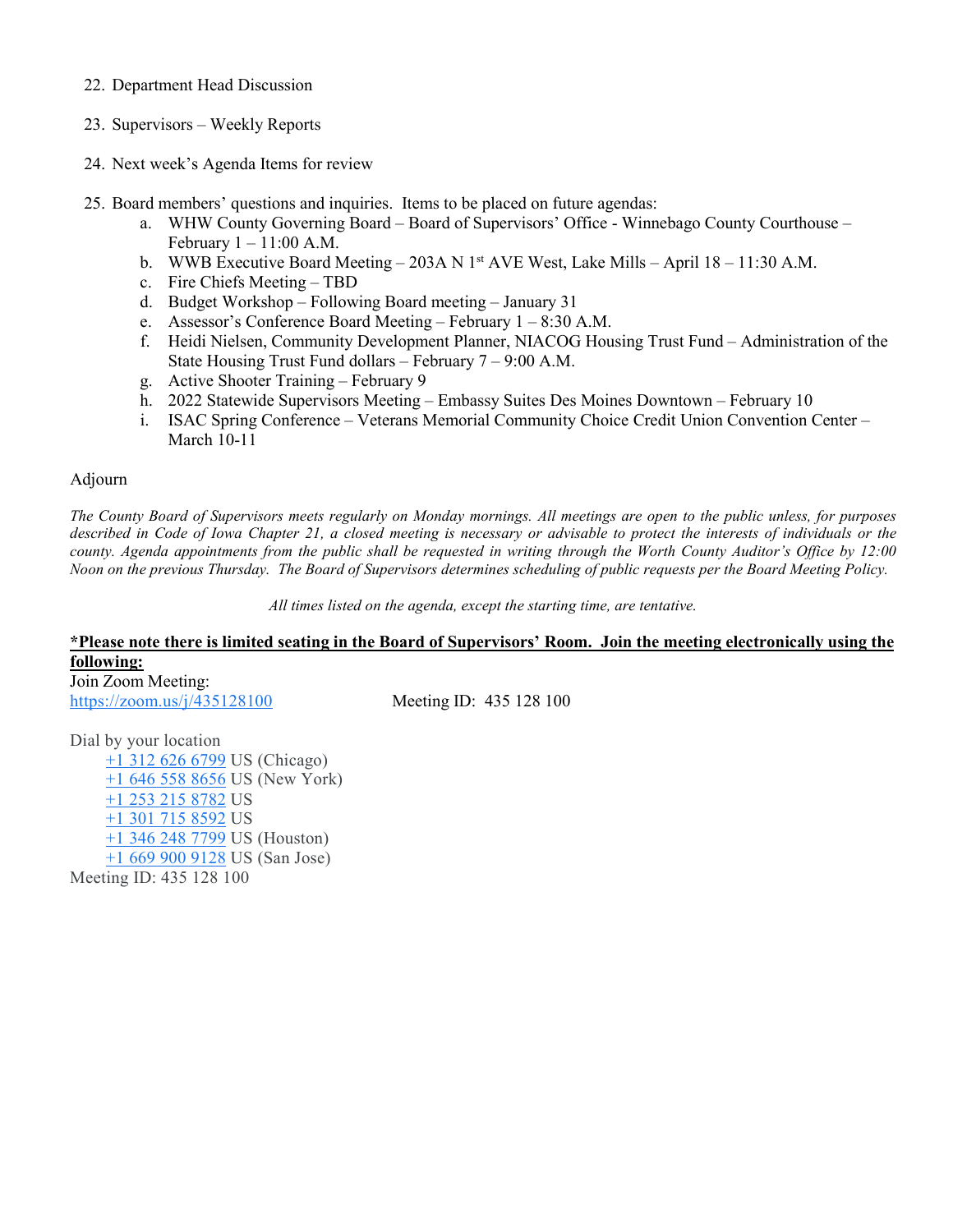22. Department Head Discussion

23. Supervisors – Weekly Reports

24. Next week's Agenda Items for review

25. Board members' questions and inquiries. Items to be placed on future agendas:
    a. WHW County Governing Board – Board of Supervisors' Office - Winnebago County Courthouse – February 1 – 11:00 A.M.
    b. WWB Executive Board Meeting – 203A N 1st AVE West, Lake Mills – April 18 – 11:30 A.M.
    c. Fire Chiefs Meeting – TBD
    d. Budget Workshop – Following Board meeting – January 31
    e. Assessor's Conference Board Meeting – February 1 – 8:30 A.M.
    f. Heidi Nielsen, Community Development Planner, NIACOG Housing Trust Fund – Administration of the State Housing Trust Fund dollars – February 7 – 9:00 A.M.
    g. Active Shooter Training – February 9
    h. 2022 Statewide Supervisors Meeting – Embassy Suites Des Moines Downtown – February 10
    i. ISAC Spring Conference – Veterans Memorial Community Choice Credit Union Convention Center – March 10-11

Adjourn

*The County Board of Supervisors meets regularly on Monday mornings. All meetings are open to the public unless, for purposes described in Code of Iowa Chapter 21, a closed meeting is necessary or advisable to protect the interests of individuals or the county. Agenda appointments from the public shall be requested in writing through the Worth County Auditor's Office by 12:00 Noon on the previous Thursday. The Board of Supervisors determines scheduling of public requests per the Board Meeting Policy.*

*All times listed on the agenda, except the starting time, are tentative.*

**\*Please note there is limited seating in the Board of Supervisors' Room. Join the meeting electronically using the following:**

Join Zoom Meeting:
https://zoom.us/j/435128100 Meeting ID: 435 128 100

Dial by your location
+1 312 626 6799 US (Chicago)
+1 646 558 8656 US (New York)
+1 253 215 8782 US
+1 301 715 8592 US
+1 346 248 7799 US (Houston)
+1 669 900 9128 US (San Jose)
Meeting ID: 435 128 100